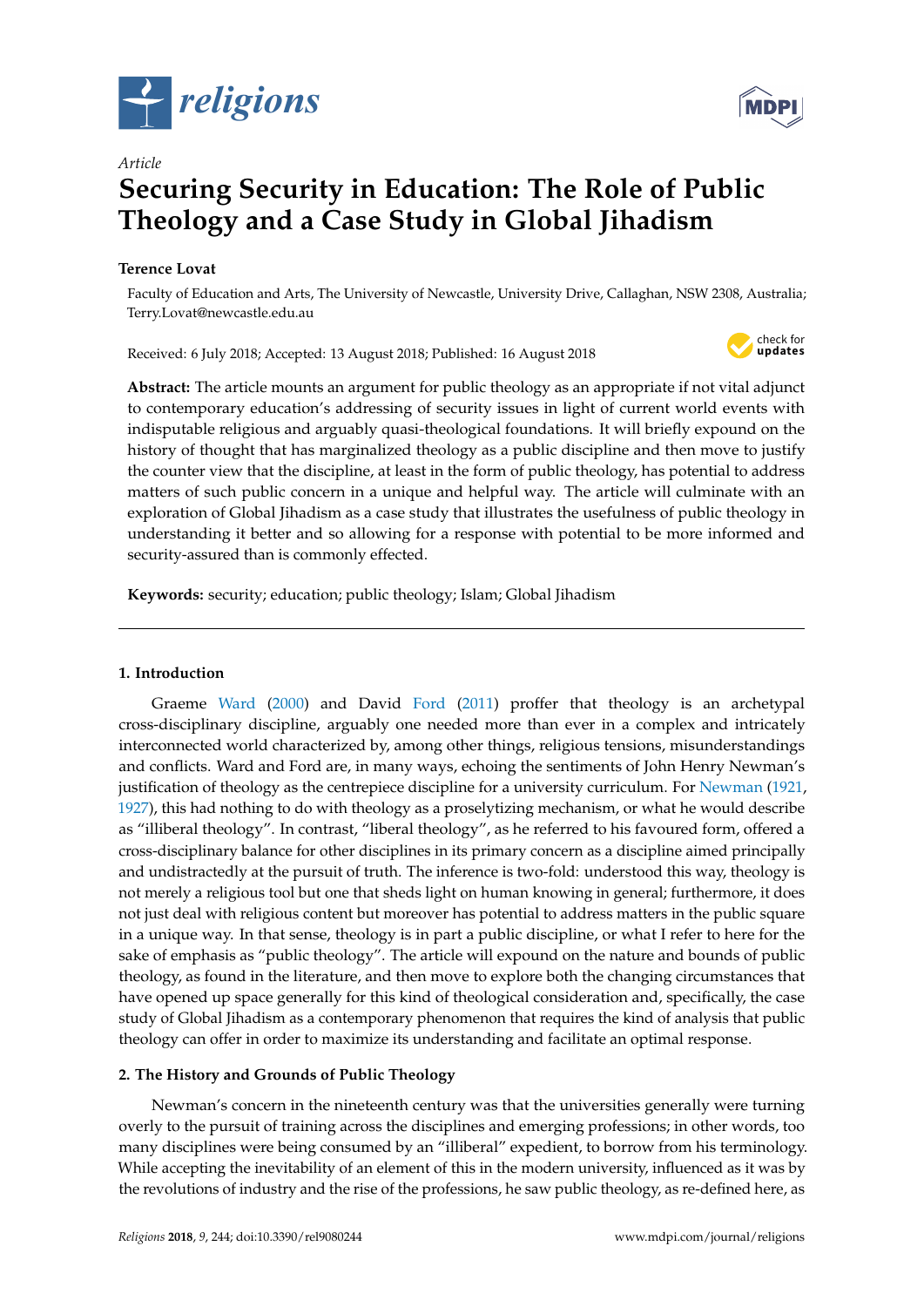*Article*

# Securing Security in Education: The Role of Public Theology and a Case Study in Global Jihadism

**Terence Lovat**

Faculty of Education and Arts, The University of Newcastle, University Drive, Callaghan, NSW 2308, Australia; Terry.Lovat@newcastle.edu.au

Received: 6 July 2018; Accepted: 13 August 2018; Published: 16 August 2018

**Abstract:** The article mounts an argument for public theology as an appropriate if not vital adjunct to contemporary education's addressing of security issues in light of current world events with indisputable religious and arguably quasi-theological foundations. It will briefly expound on the history of thought that has marginalized theology as a public discipline and then move to justify the counter view that the discipline, at least in the form of public theology, has potential to address matters of such public concern in a unique and helpful way. The article will culminate with an exploration of Global Jihadism as a case study that illustrates the usefulness of public theology in understanding it better and so allowing for a response with potential to be more informed and security-assured than is commonly effected.

**Keywords:** security; education; public theology; Islam; Global Jihadism

## 1. Introduction

Graeme Ward (2000) and David Ford (2011) proffer that theology is an archetypal cross-disciplinary discipline, arguably one needed more than ever in a complex and intricately interconnected world characterized by, among other things, religious tensions, misunderstandings and conflicts. Ward and Ford are, in many ways, echoing the sentiments of John Henry Newman's justification of theology as the centrepiece discipline for a university curriculum. For Newman (1921, 1927), this had nothing to do with theology as a proselytizing mechanism, or what he would describe as "illiberal theology". In contrast, "liberal theology", as he referred to his favoured form, offered a cross-disciplinary balance for other disciplines in its primary concern as a discipline aimed principally and undistractedly at the pursuit of truth. The inference is two-fold: understood this way, theology is not merely a religious tool but one that sheds light on human knowing in general; furthermore, it does not just deal with religious content but moreover has potential to address matters in the public square in a unique way. In that sense, theology is in part a public discipline, or what I refer to here for the sake of emphasis as "public theology". The article will expound on the nature and bounds of public theology, as found in the literature, and then move to explore both the changing circumstances that have opened up space generally for this kind of theological consideration and, specifically, the case study of Global Jihadism as a contemporary phenomenon that requires the kind of analysis that public theology can offer in order to maximize its understanding and facilitate an optimal response.

## 2. The History and Grounds of Public Theology

Newman's concern in the nineteenth century was that the universities generally were turning overly to the pursuit of training across the disciplines and emerging professions; in other words, too many disciplines were being consumed by an "illiberal" expedient, to borrow from his terminology. While accepting the inevitability of an element of this in the modern university, influenced as it was by the revolutions of industry and the rise of the professions, he saw public theology, as re-defined here, as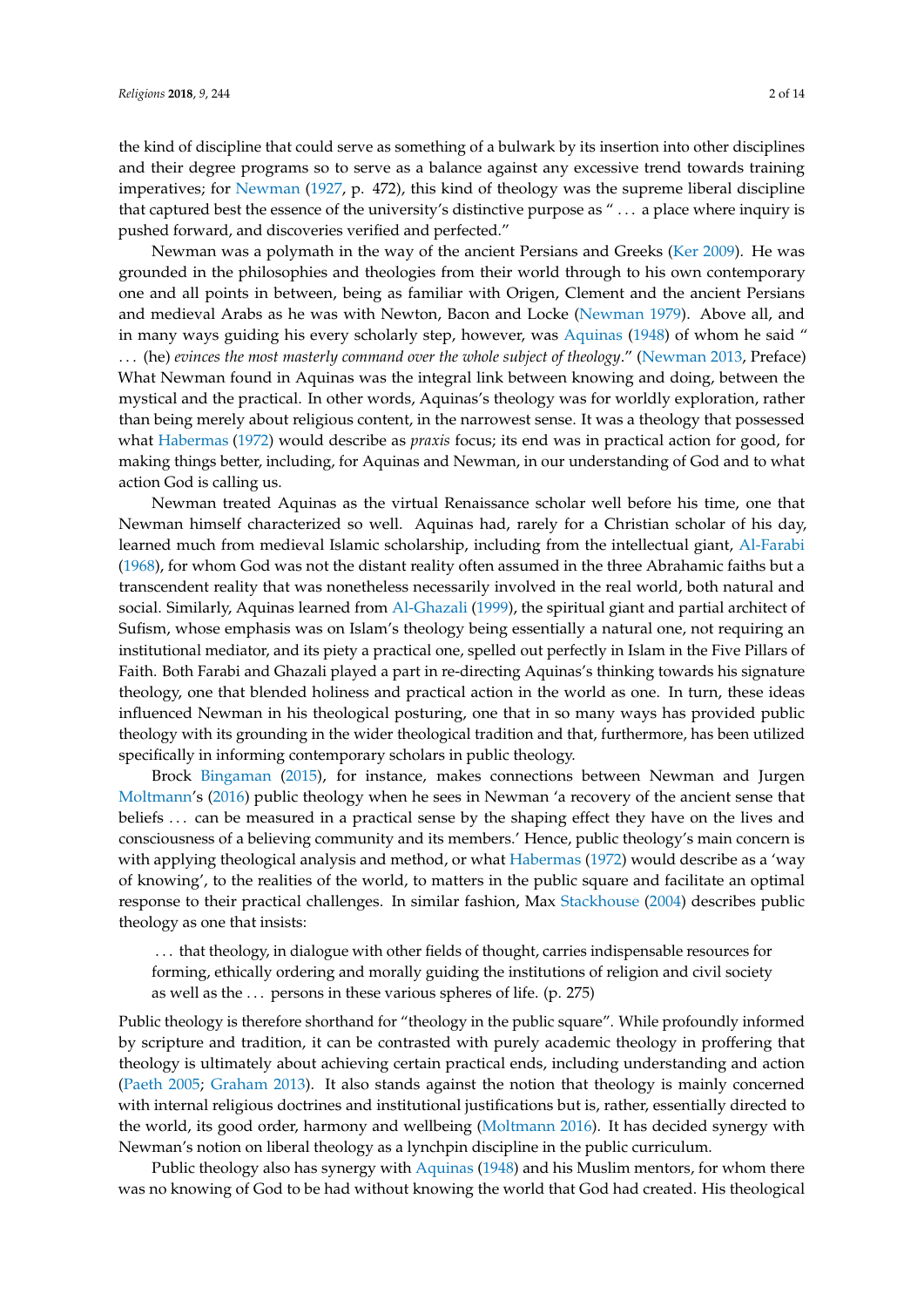the kind of discipline that could serve as something of a bulwark by its insertion into other disciplines and their degree programs so to serve as a balance against any excessive trend towards training imperatives; for Newman (1927, p. 472), this kind of theology was the supreme liberal discipline that captured best the essence of the university's distinctive purpose as " . . . a place where inquiry is pushed forward, and discoveries verified and perfected."

Newman was a polymath in the way of the ancient Persians and Greeks (Ker 2009). He was grounded in the philosophies and theologies from their world through to his own contemporary one and all points in between, being as familiar with Origen, Clement and the ancient Persians and medieval Arabs as he was with Newton, Bacon and Locke (Newman 1979). Above all, and in many ways guiding his every scholarly step, however, was Aquinas (1948) of whom he said " . . . (he) *evinces the most masterly command over the whole subject of theology*." (Newman 2013, Preface) What Newman found in Aquinas was the integral link between knowing and doing, between the mystical and the practical. In other words, Aquinas's theology was for worldly exploration, rather than being merely about religious content, in the narrowest sense. It was a theology that possessed what Habermas (1972) would describe as *praxis* focus; its end was in practical action for good, for making things better, including, for Aquinas and Newman, in our understanding of God and to what action God is calling us.

Newman treated Aquinas as the virtual Renaissance scholar well before his time, one that Newman himself characterized so well. Aquinas had, rarely for a Christian scholar of his day, learned much from medieval Islamic scholarship, including from the intellectual giant, Al-Farabi (1968), for whom God was not the distant reality often assumed in the three Abrahamic faiths but a transcendent reality that was nonetheless necessarily involved in the real world, both natural and social. Similarly, Aquinas learned from Al-Ghazali (1999), the spiritual giant and partial architect of Sufism, whose emphasis was on Islam's theology being essentially a natural one, not requiring an institutional mediator, and its piety a practical one, spelled out perfectly in Islam in the Five Pillars of Faith. Both Farabi and Ghazali played a part in re-directing Aquinas's thinking towards his signature theology, one that blended holiness and practical action in the world as one. In turn, these ideas influenced Newman in his theological posturing, one that in so many ways has provided public theology with its grounding in the wider theological tradition and that, furthermore, has been utilized specifically in informing contemporary scholars in public theology.

Brock Bingaman (2015), for instance, makes connections between Newman and Jurgen Moltmann's (2016) public theology when he sees in Newman 'a recovery of the ancient sense that beliefs . . . can be measured in a practical sense by the shaping effect they have on the lives and consciousness of a believing community and its members.' Hence, public theology's main concern is with applying theological analysis and method, or what Habermas (1972) would describe as a 'way of knowing', to the realities of the world, to matters in the public square and facilitate an optimal response to their practical challenges. In similar fashion, Max Stackhouse (2004) describes public theology as one that insists:

> . . . that theology, in dialogue with other fields of thought, carries indispensable resources for forming, ethically ordering and morally guiding the institutions of religion and civil society as well as the . . . persons in these various spheres of life. (p. 275)

Public theology is therefore shorthand for "theology in the public square". While profoundly informed by scripture and tradition, it can be contrasted with purely academic theology in proffering that theology is ultimately about achieving certain practical ends, including understanding and action (Paeth 2005; Graham 2013). It also stands against the notion that theology is mainly concerned with internal religious doctrines and institutional justifications but is, rather, essentially directed to the world, its good order, harmony and wellbeing (Moltmann 2016). It has decided synergy with Newman's notion on liberal theology as a lynchpin discipline in the public curriculum.

Public theology also has synergy with Aquinas (1948) and his Muslim mentors, for whom there was no knowing of God to be had without knowing the world that God had created. His theological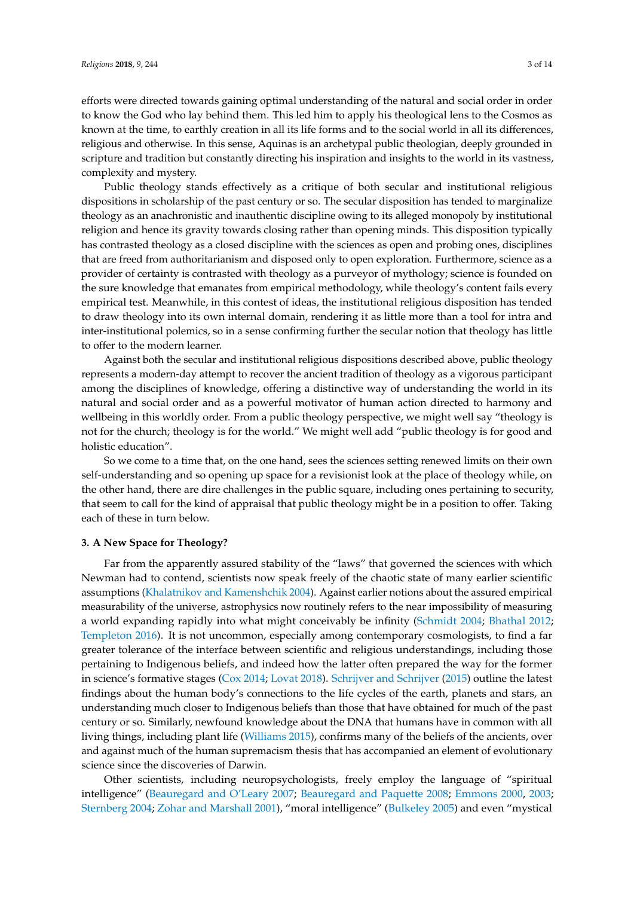efforts were directed towards gaining optimal understanding of the natural and social order in order to know the God who lay behind them. This led him to apply his theological lens to the Cosmos as known at the time, to earthly creation in all its life forms and to the social world in all its differences, religious and otherwise. In this sense, Aquinas is an archetypal public theologian, deeply grounded in scripture and tradition but constantly directing his inspiration and insights to the world in its vastness, complexity and mystery.

Public theology stands effectively as a critique of both secular and institutional religious dispositions in scholarship of the past century or so. The secular disposition has tended to marginalize theology as an anachronistic and inauthentic discipline owing to its alleged monopoly by institutional religion and hence its gravity towards closing rather than opening minds. This disposition typically has contrasted theology as a closed discipline with the sciences as open and probing ones, disciplines that are freed from authoritarianism and disposed only to open exploration. Furthermore, science as a provider of certainty is contrasted with theology as a purveyor of mythology; science is founded on the sure knowledge that emanates from empirical methodology, while theology's content fails every empirical test. Meanwhile, in this contest of ideas, the institutional religious disposition has tended to draw theology into its own internal domain, rendering it as little more than a tool for intra and inter-institutional polemics, so in a sense confirming further the secular notion that theology has little to offer to the modern learner.

Against both the secular and institutional religious dispositions described above, public theology represents a modern-day attempt to recover the ancient tradition of theology as a vigorous participant among the disciplines of knowledge, offering a distinctive way of understanding the world in its natural and social order and as a powerful motivator of human action directed to harmony and wellbeing in this worldly order. From a public theology perspective, we might well say "theology is not for the church; theology is for the world." We might well add "public theology is for good and holistic education".

So we come to a time that, on the one hand, sees the sciences setting renewed limits on their own self-understanding and so opening up space for a revisionist look at the place of theology while, on the other hand, there are dire challenges in the public square, including ones pertaining to security, that seem to call for the kind of appraisal that public theology might be in a position to offer. Taking each of these in turn below.

### 3. A New Space for Theology?

Far from the apparently assured stability of the "laws" that governed the sciences with which Newman had to contend, scientists now speak freely of the chaotic state of many earlier scientific assumptions (Khalatnikov and Kamenshchik 2004). Against earlier notions about the assured empirical measurability of the universe, astrophysics now routinely refers to the near impossibility of measuring a world expanding rapidly into what might conceivably be infinity (Schmidt 2004; Bhathal 2012; Templeton 2016). It is not uncommon, especially among contemporary cosmologists, to find a far greater tolerance of the interface between scientific and religious understandings, including those pertaining to Indigenous beliefs, and indeed how the latter often prepared the way for the former in science's formative stages (Cox 2014; Lovat 2018). Schrijver and Schrijver (2015) outline the latest findings about the human body's connections to the life cycles of the earth, planets and stars, an understanding much closer to Indigenous beliefs than those that have obtained for much of the past century or so. Similarly, newfound knowledge about the DNA that humans have in common with all living things, including plant life (Williams 2015), confirms many of the beliefs of the ancients, over and against much of the human supremacism thesis that has accompanied an element of evolutionary science since the discoveries of Darwin.

Other scientists, including neuropsychologists, freely employ the language of "spiritual intelligence" (Beauregard and O'Leary 2007; Beauregard and Paquette 2008; Emmons 2000, 2003; Sternberg 2004; Zohar and Marshall 2001), "moral intelligence" (Bulkeley 2005) and even "mystical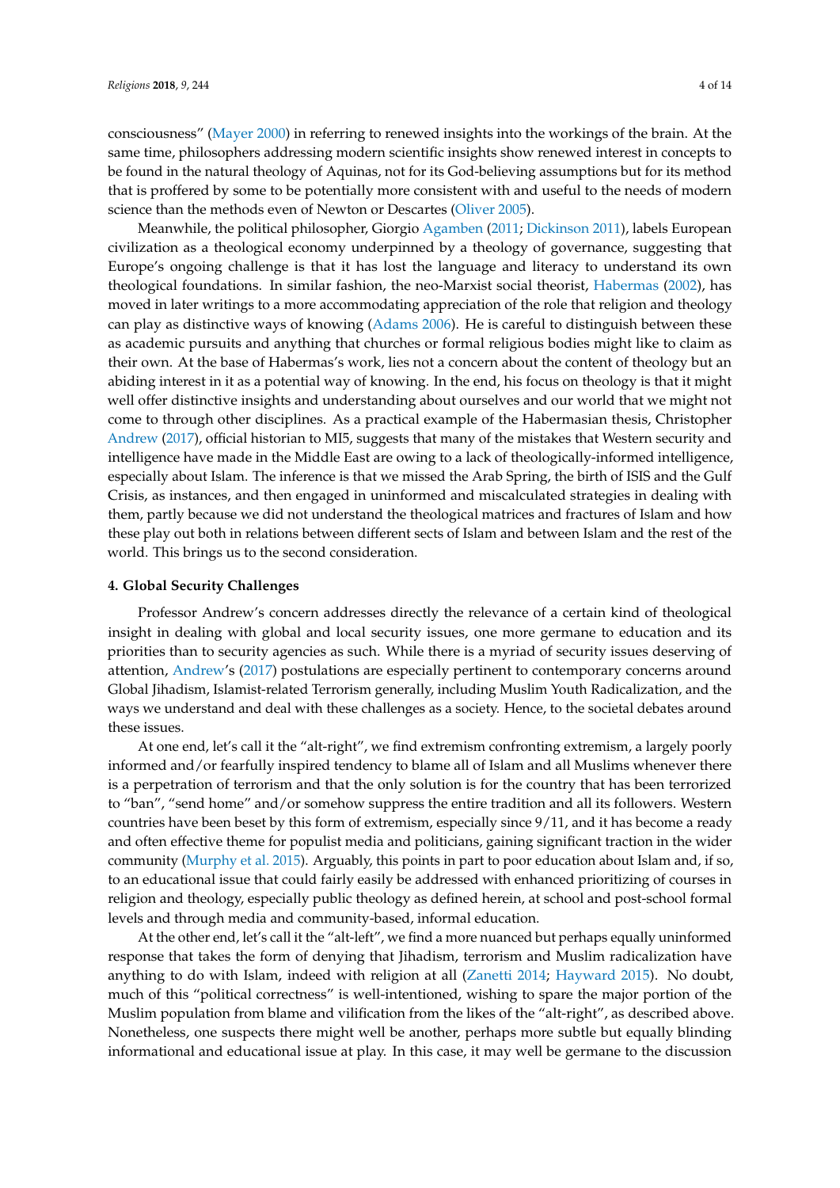consciousness" (Mayer 2000) in referring to renewed insights into the workings of the brain. At the same time, philosophers addressing modern scientific insights show renewed interest in concepts to be found in the natural theology of Aquinas, not for its God-believing assumptions but for its method that is proffered by some to be potentially more consistent with and useful to the needs of modern science than the methods even of Newton or Descartes (Oliver 2005).

Meanwhile, the political philosopher, Giorgio Agamben (2011; Dickinson 2011), labels European civilization as a theological economy underpinned by a theology of governance, suggesting that Europe's ongoing challenge is that it has lost the language and literacy to understand its own theological foundations. In similar fashion, the neo-Marxist social theorist, Habermas (2002), has moved in later writings to a more accommodating appreciation of the role that religion and theology can play as distinctive ways of knowing (Adams 2006). He is careful to distinguish between these as academic pursuits and anything that churches or formal religious bodies might like to claim as their own. At the base of Habermas's work, lies not a concern about the content of theology but an abiding interest in it as a potential way of knowing. In the end, his focus on theology is that it might well offer distinctive insights and understanding about ourselves and our world that we might not come to through other disciplines. As a practical example of the Habermasian thesis, Christopher Andrew (2017), official historian to MI5, suggests that many of the mistakes that Western security and intelligence have made in the Middle East are owing to a lack of theologically-informed intelligence, especially about Islam. The inference is that we missed the Arab Spring, the birth of ISIS and the Gulf Crisis, as instances, and then engaged in uninformed and miscalculated strategies in dealing with them, partly because we did not understand the theological matrices and fractures of Islam and how these play out both in relations between different sects of Islam and between Islam and the rest of the world. This brings us to the second consideration.

## 4. Global Security Challenges

Professor Andrew's concern addresses directly the relevance of a certain kind of theological insight in dealing with global and local security issues, one more germane to education and its priorities than to security agencies as such. While there is a myriad of security issues deserving of attention, Andrew's (2017) postulations are especially pertinent to contemporary concerns around Global Jihadism, Islamist-related Terrorism generally, including Muslim Youth Radicalization, and the ways we understand and deal with these challenges as a society. Hence, to the societal debates around these issues.

At one end, let's call it the "alt-right", we find extremism confronting extremism, a largely poorly informed and/or fearfully inspired tendency to blame all of Islam and all Muslims whenever there is a perpetration of terrorism and that the only solution is for the country that has been terrorized to "ban", "send home" and/or somehow suppress the entire tradition and all its followers. Western countries have been beset by this form of extremism, especially since 9/11, and it has become a ready and often effective theme for populist media and politicians, gaining significant traction in the wider community (Murphy et al. 2015). Arguably, this points in part to poor education about Islam and, if so, to an educational issue that could fairly easily be addressed with enhanced prioritizing of courses in religion and theology, especially public theology as defined herein, at school and post-school formal levels and through media and community-based, informal education.

At the other end, let's call it the "alt-left", we find a more nuanced but perhaps equally uninformed response that takes the form of denying that Jihadism, terrorism and Muslim radicalization have anything to do with Islam, indeed with religion at all (Zanetti 2014; Hayward 2015). No doubt, much of this "political correctness" is well-intentioned, wishing to spare the major portion of the Muslim population from blame and vilification from the likes of the "alt-right", as described above. Nonetheless, one suspects there might well be another, perhaps more subtle but equally blinding informational and educational issue at play. In this case, it may well be germane to the discussion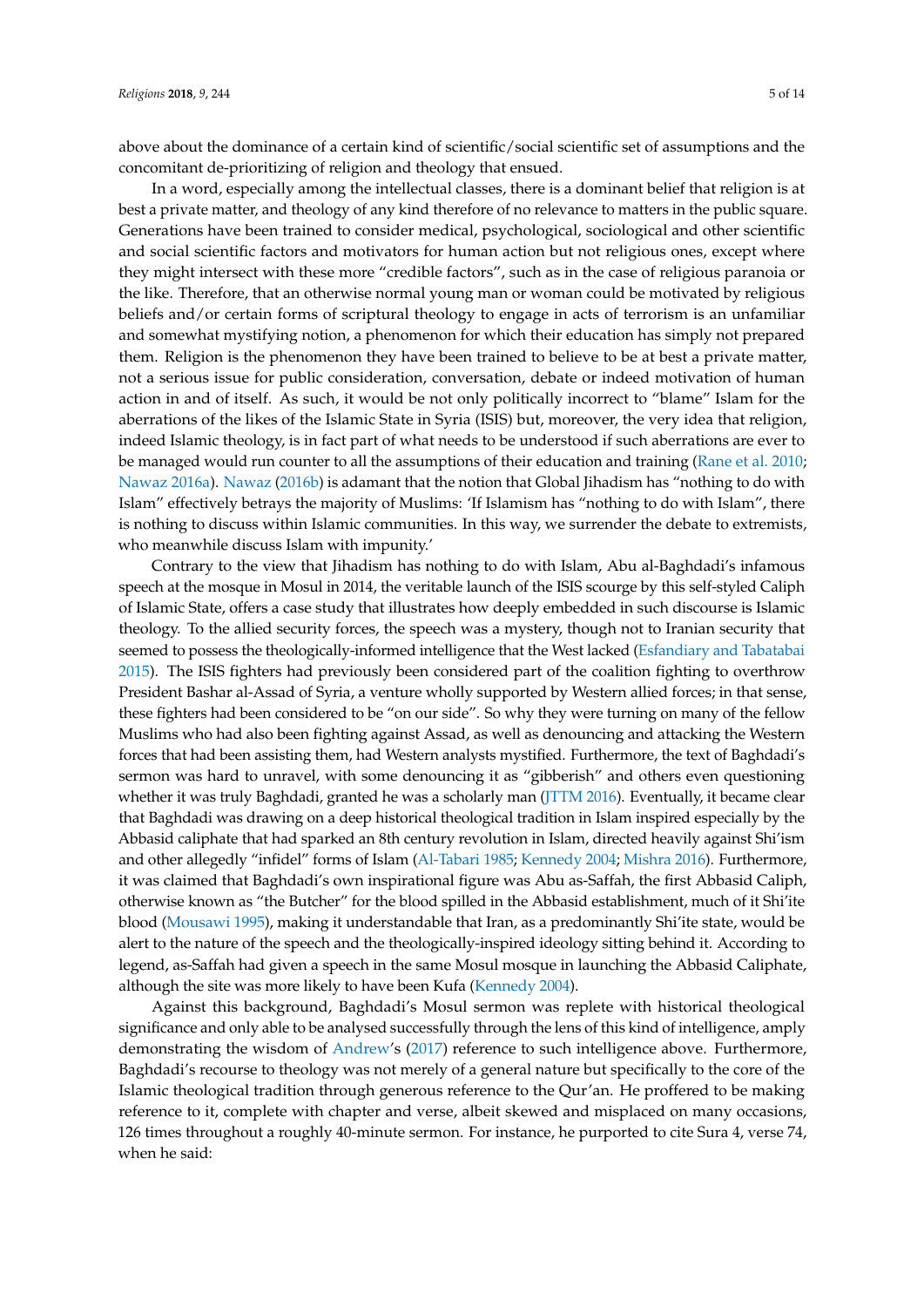above about the dominance of a certain kind of scientific/social scientific set of assumptions and the concomitant de-prioritizing of religion and theology that ensued.

In a word, especially among the intellectual classes, there is a dominant belief that religion is at best a private matter, and theology of any kind therefore of no relevance to matters in the public square. Generations have been trained to consider medical, psychological, sociological and other scientific and social scientific factors and motivators for human action but not religious ones, except where they might intersect with these more "credible factors", such as in the case of religious paranoia or the like. Therefore, that an otherwise normal young man or woman could be motivated by religious beliefs and/or certain forms of scriptural theology to engage in acts of terrorism is an unfamiliar and somewhat mystifying notion, a phenomenon for which their education has simply not prepared them. Religion is the phenomenon they have been trained to believe to be at best a private matter, not a serious issue for public consideration, conversation, debate or indeed motivation of human action in and of itself. As such, it would be not only politically incorrect to "blame" Islam for the aberrations of the likes of the Islamic State in Syria (ISIS) but, moreover, the very idea that religion, indeed Islamic theology, is in fact part of what needs to be understood if such aberrations are ever to be managed would run counter to all the assumptions of their education and training (Rane et al. 2010; Nawaz 2016a). Nawaz (2016b) is adamant that the notion that Global Jihadism has "nothing to do with Islam" effectively betrays the majority of Muslims: 'If Islamism has "nothing to do with Islam", there is nothing to discuss within Islamic communities. In this way, we surrender the debate to extremists, who meanwhile discuss Islam with impunity.'

Contrary to the view that Jihadism has nothing to do with Islam, Abu al-Baghdadi's infamous speech at the mosque in Mosul in 2014, the veritable launch of the ISIS scourge by this self-styled Caliph of Islamic State, offers a case study that illustrates how deeply embedded in such discourse is Islamic theology. To the allied security forces, the speech was a mystery, though not to Iranian security that seemed to possess the theologically-informed intelligence that the West lacked (Esfandiary and Tabatabai 2015). The ISIS fighters had previously been considered part of the coalition fighting to overthrow President Bashar al-Assad of Syria, a venture wholly supported by Western allied forces; in that sense, these fighters had been considered to be "on our side". So why they were turning on many of the fellow Muslims who had also been fighting against Assad, as well as denouncing and attacking the Western forces that had been assisting them, had Western analysts mystified. Furthermore, the text of Baghdadi's sermon was hard to unravel, with some denouncing it as "gibberish" and others even questioning whether it was truly Baghdadi, granted he was a scholarly man (JTTM 2016). Eventually, it became clear that Baghdadi was drawing on a deep historical theological tradition in Islam inspired especially by the Abbasid caliphate that had sparked an 8th century revolution in Islam, directed heavily against Shi'ism and other allegedly "infidel" forms of Islam (Al-Tabari 1985; Kennedy 2004; Mishra 2016). Furthermore, it was claimed that Baghdadi's own inspirational figure was Abu as-Saffah, the first Abbasid Caliph, otherwise known as "the Butcher" for the blood spilled in the Abbasid establishment, much of it Shi'ite blood (Mousawi 1995), making it understandable that Iran, as a predominantly Shi'ite state, would be alert to the nature of the speech and the theologically-inspired ideology sitting behind it. According to legend, as-Saffah had given a speech in the same Mosul mosque in launching the Abbasid Caliphate, although the site was more likely to have been Kufa (Kennedy 2004).

Against this background, Baghdadi's Mosul sermon was replete with historical theological significance and only able to be analysed successfully through the lens of this kind of intelligence, amply demonstrating the wisdom of Andrew's (2017) reference to such intelligence above. Furthermore, Baghdadi's recourse to theology was not merely of a general nature but specifically to the core of the Islamic theological tradition through generous reference to the Qur'an. He proffered to be making reference to it, complete with chapter and verse, albeit skewed and misplaced on many occasions, 126 times throughout a roughly 40-minute sermon. For instance, he purported to cite Sura 4, verse 74, when he said: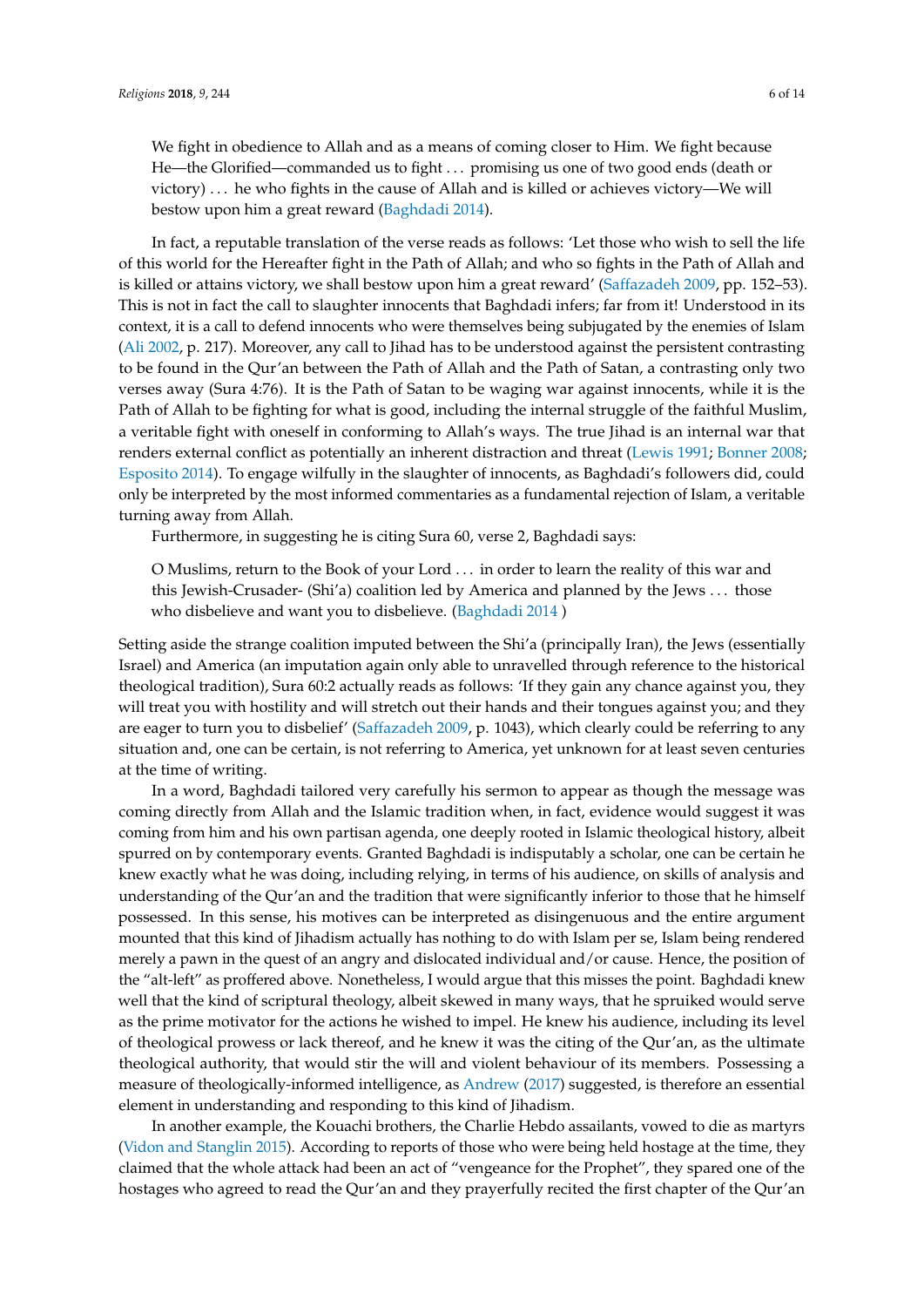> We fight in obedience to Allah and as a means of coming closer to Him. We fight because He—the Glorified—commanded us to fight . . . promising us one of two good ends (death or victory) . . . he who fights in the cause of Allah and is killed or achieves victory—We will bestow upon him a great reward (Baghdadi 2014).

In fact, a reputable translation of the verse reads as follows: 'Let those who wish to sell the life of this world for the Hereafter fight in the Path of Allah; and who so fights in the Path of Allah and is killed or attains victory, we shall bestow upon him a great reward' (Saffazadeh 2009, pp. 152–53). This is not in fact the call to slaughter innocents that Baghdadi infers; far from it! Understood in its context, it is a call to defend innocents who were themselves being subjugated by the enemies of Islam (Ali 2002, p. 217). Moreover, any call to Jihad has to be understood against the persistent contrasting to be found in the Qur'an between the Path of Allah and the Path of Satan, a contrasting only two verses away (Sura 4:76). It is the Path of Satan to be waging war against innocents, while it is the Path of Allah to be fighting for what is good, including the internal struggle of the faithful Muslim, a veritable fight with oneself in conforming to Allah's ways. The true Jihad is an internal war that renders external conflict as potentially an inherent distraction and threat (Lewis 1991; Bonner 2008; Esposito 2014). To engage wilfully in the slaughter of innocents, as Baghdadi's followers did, could only be interpreted by the most informed commentaries as a fundamental rejection of Islam, a veritable turning away from Allah.

Furthermore, in suggesting he is citing Sura 60, verse 2, Baghdadi says:

> O Muslims, return to the Book of your Lord . . . in order to learn the reality of this war and this Jewish-Crusader- (Shi'a) coalition led by America and planned by the Jews . . . those who disbelieve and want you to disbelieve. (Baghdadi 2014 )

Setting aside the strange coalition imputed between the Shi'a (principally Iran), the Jews (essentially Israel) and America (an imputation again only able to unravelled through reference to the historical theological tradition), Sura 60:2 actually reads as follows: 'If they gain any chance against you, they will treat you with hostility and will stretch out their hands and their tongues against you; and they are eager to turn you to disbelief' (Saffazadeh 2009, p. 1043), which clearly could be referring to any situation and, one can be certain, is not referring to America, yet unknown for at least seven centuries at the time of writing.

In a word, Baghdadi tailored very carefully his sermon to appear as though the message was coming directly from Allah and the Islamic tradition when, in fact, evidence would suggest it was coming from him and his own partisan agenda, one deeply rooted in Islamic theological history, albeit spurred on by contemporary events. Granted Baghdadi is indisputably a scholar, one can be certain he knew exactly what he was doing, including relying, in terms of his audience, on skills of analysis and understanding of the Qur'an and the tradition that were significantly inferior to those that he himself possessed. In this sense, his motives can be interpreted as disingenuous and the entire argument mounted that this kind of Jihadism actually has nothing to do with Islam per se, Islam being rendered merely a pawn in the quest of an angry and dislocated individual and/or cause. Hence, the position of the "alt-left" as proffered above. Nonetheless, I would argue that this misses the point. Baghdadi knew well that the kind of scriptural theology, albeit skewed in many ways, that he spruiked would serve as the prime motivator for the actions he wished to impel. He knew his audience, including its level of theological prowess or lack thereof, and he knew it was the citing of the Qur'an, as the ultimate theological authority, that would stir the will and violent behaviour of its members. Possessing a measure of theologically-informed intelligence, as Andrew (2017) suggested, is therefore an essential element in understanding and responding to this kind of Jihadism.

In another example, the Kouachi brothers, the Charlie Hebdo assailants, vowed to die as martyrs (Vidon and Stanglin 2015). According to reports of those who were being held hostage at the time, they claimed that the whole attack had been an act of "vengeance for the Prophet", they spared one of the hostages who agreed to read the Qur'an and they prayerfully recited the first chapter of the Qur'an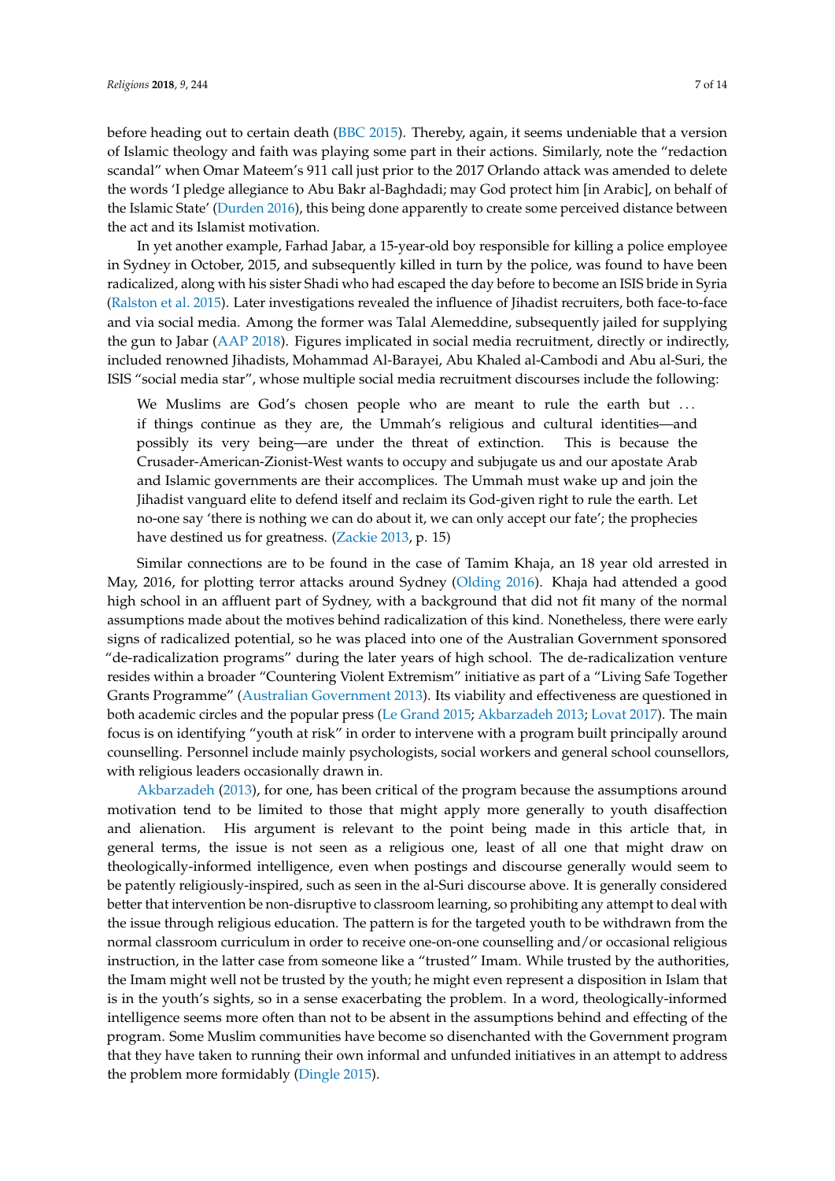before heading out to certain death (BBC 2015). Thereby, again, it seems undeniable that a version of Islamic theology and faith was playing some part in their actions. Similarly, note the "redaction scandal" when Omar Mateem's 911 call just prior to the 2017 Orlando attack was amended to delete the words 'I pledge allegiance to Abu Bakr al-Baghdadi; may God protect him [in Arabic], on behalf of the Islamic State' (Durden 2016), this being done apparently to create some perceived distance between the act and its Islamist motivation.

In yet another example, Farhad Jabar, a 15-year-old boy responsible for killing a police employee in Sydney in October, 2015, and subsequently killed in turn by the police, was found to have been radicalized, along with his sister Shadi who had escaped the day before to become an ISIS bride in Syria (Ralston et al. 2015). Later investigations revealed the influence of Jihadist recruiters, both face-to-face and via social media. Among the former was Talal Alemeddine, subsequently jailed for supplying the gun to Jabar (AAP 2018). Figures implicated in social media recruitment, directly or indirectly, included renowned Jihadists, Mohammad Al-Barayei, Abu Khaled al-Cambodi and Abu al-Suri, the ISIS "social media star", whose multiple social media recruitment discourses include the following:

> We Muslims are God's chosen people who are meant to rule the earth but ... if things continue as they are, the Ummah's religious and cultural identities—and possibly its very being—are under the threat of extinction. This is because the Crusader-American-Zionist-West wants to occupy and subjugate us and our apostate Arab and Islamic governments are their accomplices. The Ummah must wake up and join the Jihadist vanguard elite to defend itself and reclaim its God-given right to rule the earth. Let no-one say 'there is nothing we can do about it, we can only accept our fate'; the prophecies have destined us for greatness. (Zackie 2013, p. 15)

Similar connections are to be found in the case of Tamim Khaja, an 18 year old arrested in May, 2016, for plotting terror attacks around Sydney (Olding 2016). Khaja had attended a good high school in an affluent part of Sydney, with a background that did not fit many of the normal assumptions made about the motives behind radicalization of this kind. Nonetheless, there were early signs of radicalized potential, so he was placed into one of the Australian Government sponsored "de-radicalization programs" during the later years of high school. The de-radicalization venture resides within a broader "Countering Violent Extremism" initiative as part of a "Living Safe Together Grants Programme" (Australian Government 2013). Its viability and effectiveness are questioned in both academic circles and the popular press (Le Grand 2015; Akbarzadeh 2013; Lovat 2017). The main focus is on identifying "youth at risk" in order to intervene with a program built principally around counselling. Personnel include mainly psychologists, social workers and general school counsellors, with religious leaders occasionally drawn in.

Akbarzadeh (2013), for one, has been critical of the program because the assumptions around motivation tend to be limited to those that might apply more generally to youth disaffection and alienation. His argument is relevant to the point being made in this article that, in general terms, the issue is not seen as a religious one, least of all one that might draw on theologically-informed intelligence, even when postings and discourse generally would seem to be patently religiously-inspired, such as seen in the al-Suri discourse above. It is generally considered better that intervention be non-disruptive to classroom learning, so prohibiting any attempt to deal with the issue through religious education. The pattern is for the targeted youth to be withdrawn from the normal classroom curriculum in order to receive one-on-one counselling and/or occasional religious instruction, in the latter case from someone like a "trusted" Imam. While trusted by the authorities, the Imam might well not be trusted by the youth; he might even represent a disposition in Islam that is in the youth's sights, so in a sense exacerbating the problem. In a word, theologically-informed intelligence seems more often than not to be absent in the assumptions behind and effecting of the program. Some Muslim communities have become so disenchanted with the Government program that they have taken to running their own informal and unfunded initiatives in an attempt to address the problem more formidably (Dingle 2015).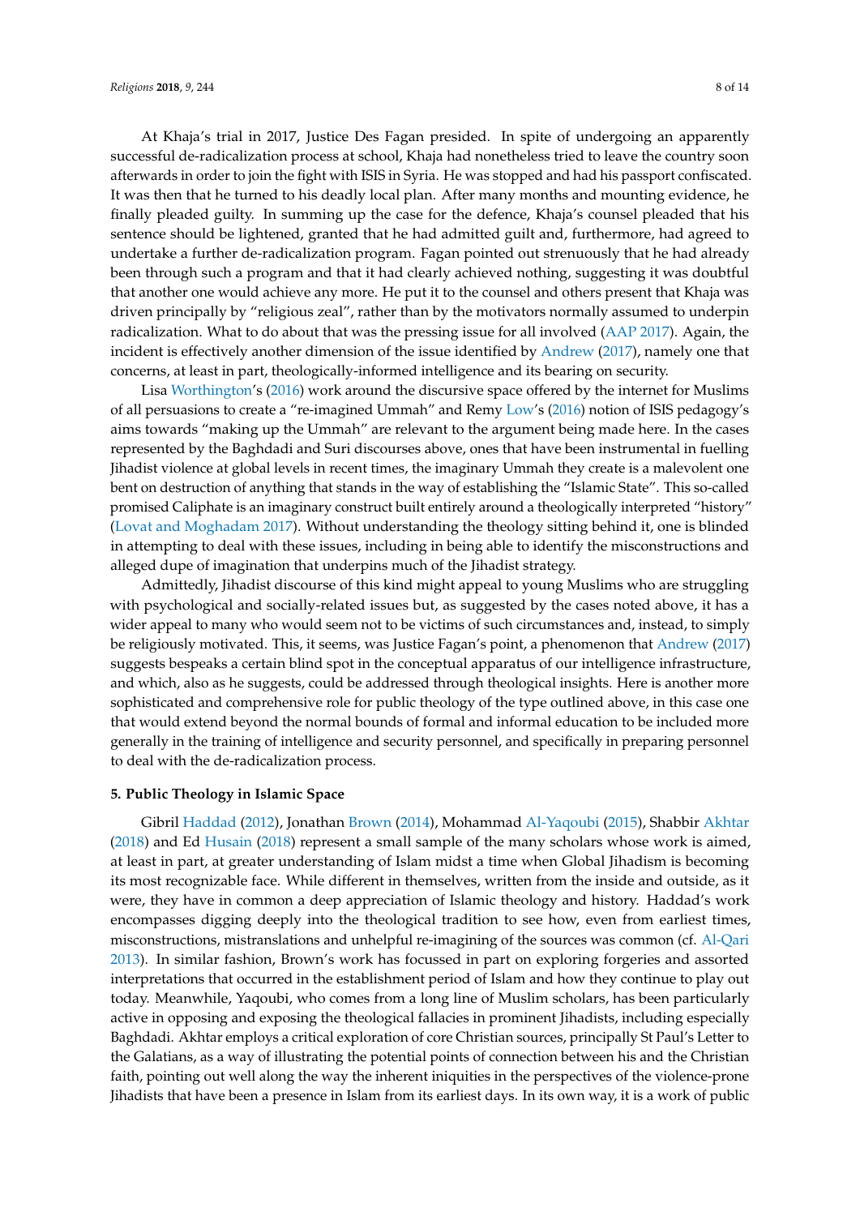At Khaja's trial in 2017, Justice Des Fagan presided. In spite of undergoing an apparently successful de-radicalization process at school, Khaja had nonetheless tried to leave the country soon afterwards in order to join the fight with ISIS in Syria. He was stopped and had his passport confiscated. It was then that he turned to his deadly local plan. After many months and mounting evidence, he finally pleaded guilty. In summing up the case for the defence, Khaja's counsel pleaded that his sentence should be lightened, granted that he had admitted guilt and, furthermore, had agreed to undertake a further de-radicalization program. Fagan pointed out strenuously that he had already been through such a program and that it had clearly achieved nothing, suggesting it was doubtful that another one would achieve any more. He put it to the counsel and others present that Khaja was driven principally by "religious zeal", rather than by the motivators normally assumed to underpin radicalization. What to do about that was the pressing issue for all involved (AAP 2017). Again, the incident is effectively another dimension of the issue identified by Andrew (2017), namely one that concerns, at least in part, theologically-informed intelligence and its bearing on security.

Lisa Worthington's (2016) work around the discursive space offered by the internet for Muslims of all persuasions to create a "re-imagined Ummah" and Remy Low's (2016) notion of ISIS pedagogy's aims towards "making up the Ummah" are relevant to the argument being made here. In the cases represented by the Baghdadi and Suri discourses above, ones that have been instrumental in fuelling Jihadist violence at global levels in recent times, the imaginary Ummah they create is a malevolent one bent on destruction of anything that stands in the way of establishing the "Islamic State". This so-called promised Caliphate is an imaginary construct built entirely around a theologically interpreted "history" (Lovat and Moghadam 2017). Without understanding the theology sitting behind it, one is blinded in attempting to deal with these issues, including in being able to identify the misconstructions and alleged dupe of imagination that underpins much of the Jihadist strategy.

Admittedly, Jihadist discourse of this kind might appeal to young Muslims who are struggling with psychological and socially-related issues but, as suggested by the cases noted above, it has a wider appeal to many who would seem not to be victims of such circumstances and, instead, to simply be religiously motivated. This, it seems, was Justice Fagan's point, a phenomenon that Andrew (2017) suggests bespeaks a certain blind spot in the conceptual apparatus of our intelligence infrastructure, and which, also as he suggests, could be addressed through theological insights. Here is another more sophisticated and comprehensive role for public theology of the type outlined above, in this case one that would extend beyond the normal bounds of formal and informal education to be included more generally in the training of intelligence and security personnel, and specifically in preparing personnel to deal with the de-radicalization process.

### 5. Public Theology in Islamic Space

Gibril Haddad (2012), Jonathan Brown (2014), Mohammad Al-Yaqoubi (2015), Shabbir Akhtar (2018) and Ed Husain (2018) represent a small sample of the many scholars whose work is aimed, at least in part, at greater understanding of Islam midst a time when Global Jihadism is becoming its most recognizable face. While different in themselves, written from the inside and outside, as it were, they have in common a deep appreciation of Islamic theology and history. Haddad's work encompasses digging deeply into the theological tradition to see how, even from earliest times, misconstructions, mistranslations and unhelpful re-imagining of the sources was common (cf. Al-Qari 2013). In similar fashion, Brown's work has focussed in part on exploring forgeries and assorted interpretations that occurred in the establishment period of Islam and how they continue to play out today. Meanwhile, Yaqoubi, who comes from a long line of Muslim scholars, has been particularly active in opposing and exposing the theological fallacies in prominent Jihadists, including especially Baghdadi. Akhtar employs a critical exploration of core Christian sources, principally St Paul's Letter to the Galatians, as a way of illustrating the potential points of connection between his and the Christian faith, pointing out well along the way the inherent iniquities in the perspectives of the violence-prone Jihadists that have been a presence in Islam from its earliest days. In its own way, it is a work of public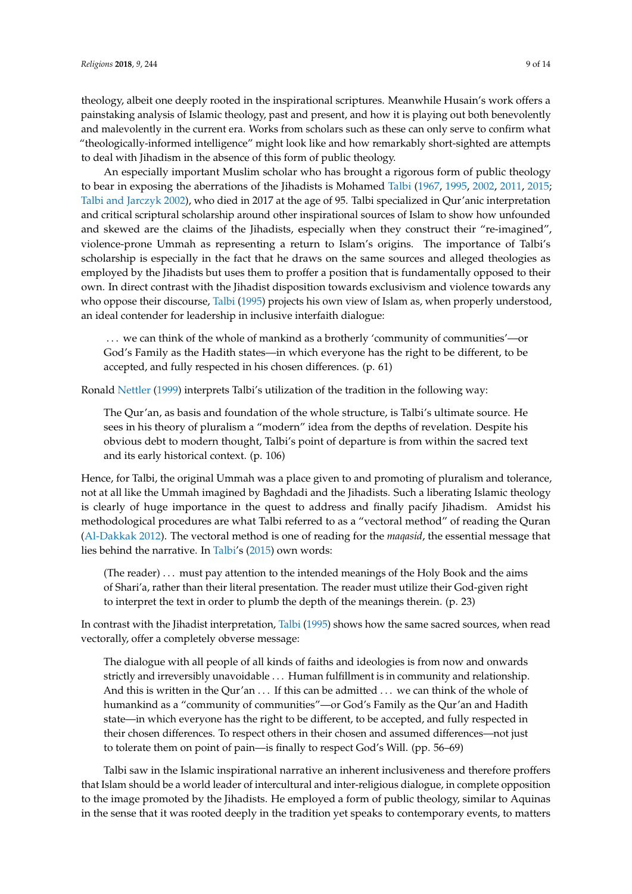theology, albeit one deeply rooted in the inspirational scriptures. Meanwhile Husain's work offers a painstaking analysis of Islamic theology, past and present, and how it is playing out both benevolently and malevolently in the current era. Works from scholars such as these can only serve to confirm what "theologically-informed intelligence" might look like and how remarkably short-sighted are attempts to deal with Jihadism in the absence of this form of public theology.

An especially important Muslim scholar who has brought a rigorous form of public theology to bear in exposing the aberrations of the Jihadists is Mohamed Talbi (1967, 1995, 2002, 2011, 2015; Talbi and Jarczyk 2002), who died in 2017 at the age of 95. Talbi specialized in Qur'anic interpretation and critical scriptural scholarship around other inspirational sources of Islam to show how unfounded and skewed are the claims of the Jihadists, especially when they construct their "re-imagined", violence-prone Ummah as representing a return to Islam's origins. The importance of Talbi's scholarship is especially in the fact that he draws on the same sources and alleged theologies as employed by the Jihadists but uses them to proffer a position that is fundamentally opposed to their own. In direct contrast with the Jihadist disposition towards exclusivism and violence towards any who oppose their discourse, Talbi (1995) projects his own view of Islam as, when properly understood, an ideal contender for leadership in inclusive interfaith dialogue:

> . . . we can think of the whole of mankind as a brotherly 'community of communities'—or God's Family as the Hadith states—in which everyone has the right to be different, to be accepted, and fully respected in his chosen differences. (p. 61)

Ronald Nettler (1999) interprets Talbi's utilization of the tradition in the following way:

> The Qur'an, as basis and foundation of the whole structure, is Talbi's ultimate source. He sees in his theory of pluralism a "modern" idea from the depths of revelation. Despite his obvious debt to modern thought, Talbi's point of departure is from within the sacred text and its early historical context. (p. 106)

Hence, for Talbi, the original Ummah was a place given to and promoting of pluralism and tolerance, not at all like the Ummah imagined by Baghdadi and the Jihadists. Such a liberating Islamic theology is clearly of huge importance in the quest to address and finally pacify Jihadism. Amidst his methodological procedures are what Talbi referred to as a "vectoral method" of reading the Quran (Al-Dakkak 2012). The vectoral method is one of reading for the *maqasid*, the essential message that lies behind the narrative. In Talbi's (2015) own words:

> (The reader) . . . must pay attention to the intended meanings of the Holy Book and the aims of Shari'a, rather than their literal presentation. The reader must utilize their God-given right to interpret the text in order to plumb the depth of the meanings therein. (p. 23)

In contrast with the Jihadist interpretation, Talbi (1995) shows how the same sacred sources, when read vectorally, offer a completely obverse message:

> The dialogue with all people of all kinds of faiths and ideologies is from now and onwards strictly and irreversibly unavoidable . . . Human fulfillment is in community and relationship. And this is written in the Qur'an . . . If this can be admitted . . . we can think of the whole of humankind as a "community of communities"—or God's Family as the Qur'an and Hadith state—in which everyone has the right to be different, to be accepted, and fully respected in their chosen differences. To respect others in their chosen and assumed differences—not just to tolerate them on point of pain—is finally to respect God's Will. (pp. 56–69)

Talbi saw in the Islamic inspirational narrative an inherent inclusiveness and therefore proffers that Islam should be a world leader of intercultural and inter-religious dialogue, in complete opposition to the image promoted by the Jihadists. He employed a form of public theology, similar to Aquinas in the sense that it was rooted deeply in the tradition yet speaks to contemporary events, to matters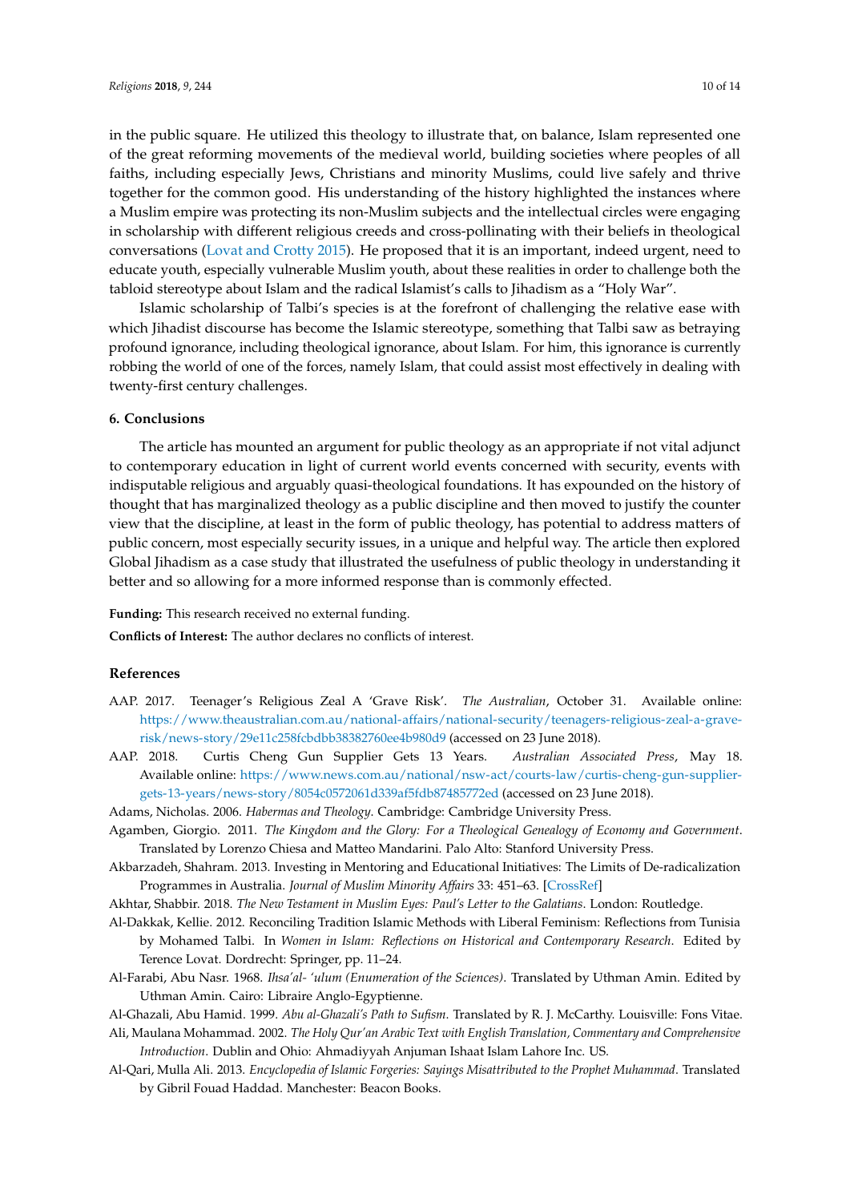in the public square. He utilized this theology to illustrate that, on balance, Islam represented one of the great reforming movements of the medieval world, building societies where peoples of all faiths, including especially Jews, Christians and minority Muslims, could live safely and thrive together for the common good. His understanding of the history highlighted the instances where a Muslim empire was protecting its non-Muslim subjects and the intellectual circles were engaging in scholarship with different religious creeds and cross-pollinating with their beliefs in theological conversations (Lovat and Crotty 2015). He proposed that it is an important, indeed urgent, need to educate youth, especially vulnerable Muslim youth, about these realities in order to challenge both the tabloid stereotype about Islam and the radical Islamist's calls to Jihadism as a "Holy War".

Islamic scholarship of Talbi's species is at the forefront of challenging the relative ease with which Jihadist discourse has become the Islamic stereotype, something that Talbi saw as betraying profound ignorance, including theological ignorance, about Islam. For him, this ignorance is currently robbing the world of one of the forces, namely Islam, that could assist most effectively in dealing with twenty-first century challenges.

## 6. Conclusions

The article has mounted an argument for public theology as an appropriate if not vital adjunct to contemporary education in light of current world events concerned with security, events with indisputable religious and arguably quasi-theological foundations. It has expounded on the history of thought that has marginalized theology as a public discipline and then moved to justify the counter view that the discipline, at least in the form of public theology, has potential to address matters of public concern, most especially security issues, in a unique and helpful way. The article then explored Global Jihadism as a case study that illustrated the usefulness of public theology in understanding it better and so allowing for a more informed response than is commonly effected.

**Funding:** This research received no external funding.

**Conflicts of Interest:** The author declares no conflicts of interest.

## References

AAP. 2017. Teenager's Religious Zeal A 'Grave Risk'. *The Australian*, October 31. Available online: https://www.theaustralian.com.au/national-affairs/national-security/teenagers-religious-zeal-a-grave-risk/news-story/29e11c258fcbdbb38382760ee4b980d9 (accessed on 23 June 2018).

AAP. 2018. Curtis Cheng Gun Supplier Gets 13 Years. *Australian Associated Press*, May 18. Available online: https://www.news.com.au/national/nsw-act/courts-law/curtis-cheng-gun-supplier-gets-13-years/news-story/8054c0572061d339af5fdb87485772ed (accessed on 23 June 2018).

Adams, Nicholas. 2006. *Habermas and Theology*. Cambridge: Cambridge University Press.

Agamben, Giorgio. 2011. *The Kingdom and the Glory: For a Theological Genealogy of Economy and Government*. Translated by Lorenzo Chiesa and Matteo Mandarini. Palo Alto: Stanford University Press.

Akbarzadeh, Shahram. 2013. Investing in Mentoring and Educational Initiatives: The Limits of De-radicalization Programmes in Australia. *Journal of Muslim Minority Affairs* 33: 451–63. [CrossRef]

Akhtar, Shabbir. 2018. *The New Testament in Muslim Eyes: Paul's Letter to the Galatians*. London: Routledge.

Al-Dakkak, Kellie. 2012. Reconciling Tradition Islamic Methods with Liberal Feminism: Reflections from Tunisia by Mohamed Talbi. In *Women in Islam: Reflections on Historical and Contemporary Research*. Edited by Terence Lovat. Dordrecht: Springer, pp. 11–24.

Al-Farabi, Abu Nasr. 1968. *Ihsa'al- 'ulum (Enumeration of the Sciences)*. Translated by Uthman Amin. Edited by Uthman Amin. Cairo: Libraire Anglo-Egyptienne.

Al-Ghazali, Abu Hamid. 1999. *Abu al-Ghazali's Path to Sufism*. Translated by R. J. McCarthy. Louisville: Fons Vitae.

Ali, Maulana Mohammad. 2002. *The Holy Qur'an Arabic Text with English Translation, Commentary and Comprehensive Introduction*. Dublin and Ohio: Ahmadiyyah Anjuman Ishaat Islam Lahore Inc. US.

Al-Qari, Mulla Ali. 2013. *Encyclopedia of Islamic Forgeries: Sayings Misattributed to the Prophet Muhammad*. Translated by Gibril Fouad Haddad. Manchester: Beacon Books.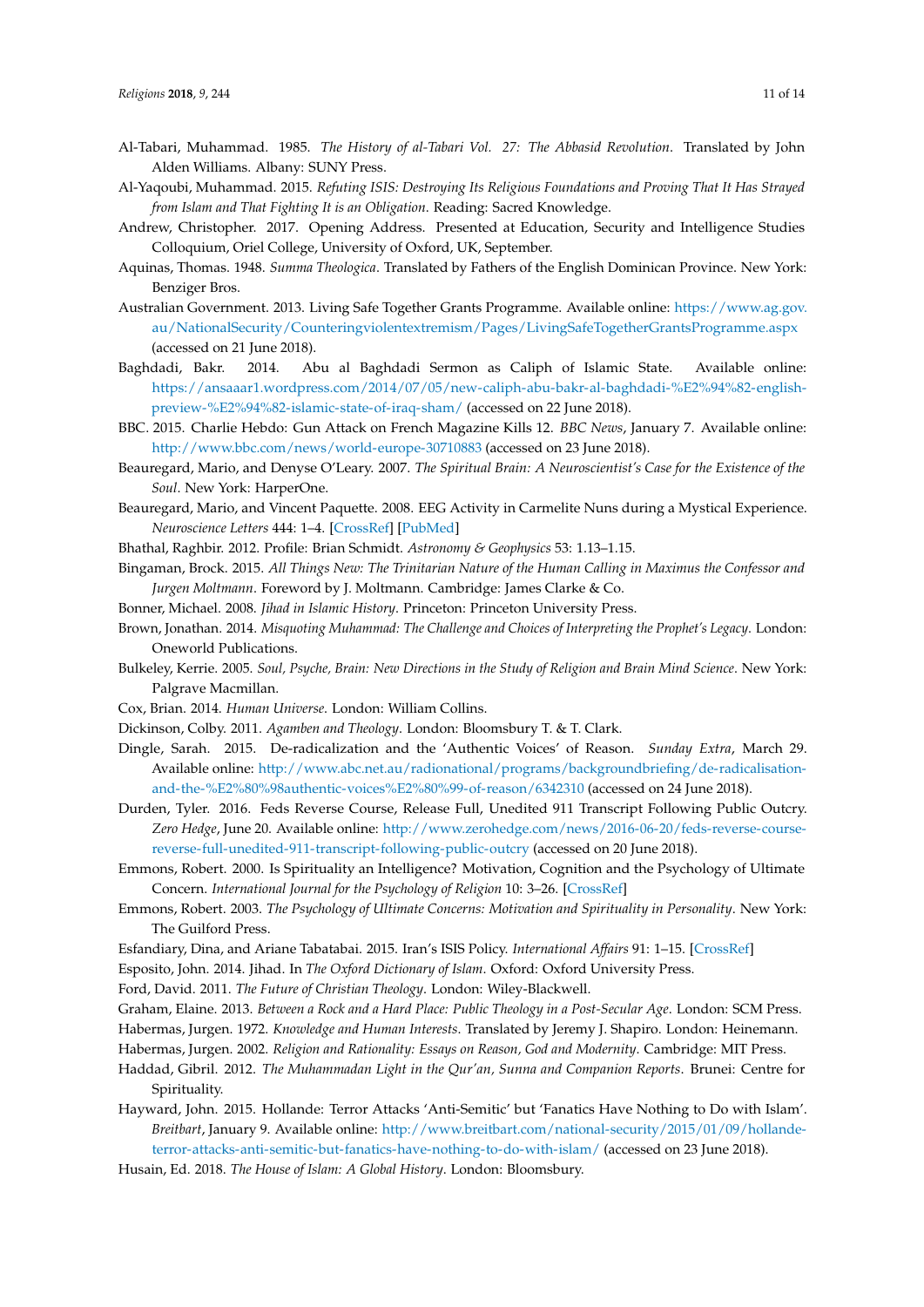Al-Tabari, Muhammad. 1985. *The History of al-Tabari Vol. 27: The Abbasid Revolution*. Translated by John Alden Williams. Albany: SUNY Press.

Al-Yaqoubi, Muhammad. 2015. *Refuting ISIS: Destroying Its Religious Foundations and Proving That It Has Strayed from Islam and That Fighting It is an Obligation*. Reading: Sacred Knowledge.

Andrew, Christopher. 2017. Opening Address. Presented at Education, Security and Intelligence Studies Colloquium, Oriel College, University of Oxford, UK, September.

Aquinas, Thomas. 1948. *Summa Theologica*. Translated by Fathers of the English Dominican Province. New York: Benziger Bros.

Australian Government. 2013. Living Safe Together Grants Programme. Available online: https://www.ag.gov.au/NationalSecurity/Counteringviolentextremism/Pages/LivingSafeTogetherGrantsProgramme.aspx (accessed on 21 June 2018).

Baghdadi, Bakr. 2014. Abu al Baghdadi Sermon as Caliph of Islamic State. Available online: https://ansaaar1.wordpress.com/2014/07/05/new-caliph-abu-bakr-al-baghdadi-%E2%94%82-english-preview-%E2%94%82-islamic-state-of-iraq-sham/ (accessed on 22 June 2018).

BBC. 2015. Charlie Hebdo: Gun Attack on French Magazine Kills 12. *BBC News*, January 7. Available online: http://www.bbc.com/news/world-europe-30710883 (accessed on 23 June 2018).

Beauregard, Mario, and Denyse O'Leary. 2007. *The Spiritual Brain: A Neuroscientist's Case for the Existence of the Soul*. New York: HarperOne.

Beauregard, Mario, and Vincent Paquette. 2008. EEG Activity in Carmelite Nuns during a Mystical Experience. *Neuroscience Letters* 444: 1–4. [CrossRef] [PubMed]

Bhathal, Raghbir. 2012. Profile: Brian Schmidt. *Astronomy & Geophysics* 53: 1.13–1.15.

Bingaman, Brock. 2015. *All Things New: The Trinitarian Nature of the Human Calling in Maximus the Confessor and Jurgen Moltmann*. Foreword by J. Moltmann. Cambridge: James Clarke & Co.

Bonner, Michael. 2008. *Jihad in Islamic History*. Princeton: Princeton University Press.

Brown, Jonathan. 2014. *Misquoting Muhammad: The Challenge and Choices of Interpreting the Prophet's Legacy*. London: Oneworld Publications.

Bulkeley, Kerrie. 2005. *Soul, Psyche, Brain: New Directions in the Study of Religion and Brain Mind Science*. New York: Palgrave Macmillan.

Cox, Brian. 2014. *Human Universe*. London: William Collins.

Dickinson, Colby. 2011. *Agamben and Theology*. London: Bloomsbury T. & T. Clark.

Dingle, Sarah. 2015. De-radicalization and the 'Authentic Voices' of Reason. *Sunday Extra*, March 29. Available online: http://www.abc.net.au/radionational/programs/backgroundbriefing/de-radicalisation-and-the-%E2%80%98authentic-voices%E2%80%99-of-reason/6342310 (accessed on 24 June 2018).

Durden, Tyler. 2016. Feds Reverse Course, Release Full, Unedited 911 Transcript Following Public Outcry. *Zero Hedge*, June 20. Available online: http://www.zerohedge.com/news/2016-06-20/feds-reverse-course-reverse-full-unedited-911-transcript-following-public-outcry (accessed on 20 June 2018).

Emmons, Robert. 2000. Is Spirituality an Intelligence? Motivation, Cognition and the Psychology of Ultimate Concern. *International Journal for the Psychology of Religion* 10: 3–26. [CrossRef]

Emmons, Robert. 2003. *The Psychology of Ultimate Concerns: Motivation and Spirituality in Personality*. New York: The Guilford Press.

Esfandiary, Dina, and Ariane Tabatabai. 2015. Iran's ISIS Policy. *International Affairs* 91: 1–15. [CrossRef]

Esposito, John. 2014. Jihad. In *The Oxford Dictionary of Islam*. Oxford: Oxford University Press.

Ford, David. 2011. *The Future of Christian Theology*. London: Wiley-Blackwell.

Graham, Elaine. 2013. *Between a Rock and a Hard Place: Public Theology in a Post-Secular Age*. London: SCM Press.

Habermas, Jurgen. 1972. *Knowledge and Human Interests*. Translated by Jeremy J. Shapiro. London: Heinemann.

Habermas, Jurgen. 2002. *Religion and Rationality: Essays on Reason, God and Modernity*. Cambridge: MIT Press.

Haddad, Gibril. 2012. *The Muhammadan Light in the Qur'an, Sunna and Companion Reports*. Brunei: Centre for Spirituality.

Hayward, John. 2015. Hollande: Terror Attacks 'Anti-Semitic' but 'Fanatics Have Nothing to Do with Islam'. *Breitbart*, January 9. Available online: http://www.breitbart.com/national-security/2015/01/09/hollande-terror-attacks-anti-semitic-but-fanatics-have-nothing-to-do-with-islam/ (accessed on 23 June 2018).

Husain, Ed. 2018. *The House of Islam: A Global History*. London: Bloomsbury.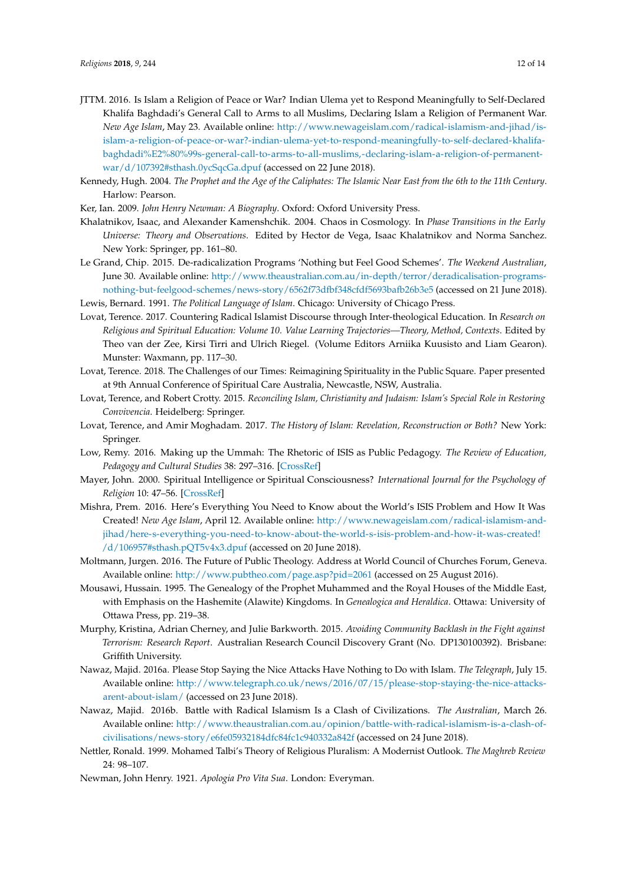JTTM. 2016. Is Islam a Religion of Peace or War? Indian Ulema yet to Respond Meaningfully to Self-Declared Khalifa Baghdadi's General Call to Arms to all Muslims, Declaring Islam a Religion of Permanent War. *New Age Islam*, May 23. Available online: http://www.newageislam.com/radical-islamism-and-jihad/is-islam-a-religion-of-peace-or-war?-indian-ulema-yet-to-respond-meaningfully-to-self-declared-khalifa-baghdadi%E2%80%99s-general-call-to-arms-to-all-muslims,-declaring-islam-a-religion-of-permanent-war/d/107392#sthash.0ycSqcGa.dpuf (accessed on 22 June 2018).

Kennedy, Hugh. 2004. *The Prophet and the Age of the Caliphates: The Islamic Near East from the 6th to the 11th Century*. Harlow: Pearson.

Ker, Ian. 2009. *John Henry Newman: A Biography*. Oxford: Oxford University Press.

Khalatnikov, Isaac, and Alexander Kamenshchik. 2004. Chaos in Cosmology. In *Phase Transitions in the Early Universe: Theory and Observations*. Edited by Hector de Vega, Isaac Khalatnikov and Norma Sanchez. New York: Springer, pp. 161–80.

Le Grand, Chip. 2015. De-radicalization Programs 'Nothing but Feel Good Schemes'. *The Weekend Australian*, June 30. Available online: http://www.theaustralian.com.au/in-depth/terror/deradicalisation-programs-nothing-but-feelgood-schemes/news-story/6562f73dfbf348cfdf5693bafb26b3e5 (accessed on 21 June 2018).

Lewis, Bernard. 1991. *The Political Language of Islam*. Chicago: University of Chicago Press.

Lovat, Terence. 2017. Countering Radical Islamist Discourse through Inter-theological Education. In *Research on Religious and Spiritual Education: Volume 10. Value Learning Trajectories—Theory, Method, Contexts*. Edited by Theo van der Zee, Kirsi Tirri and Ulrich Riegel. (Volume Editors Arniika Kuusisto and Liam Gearon). Munster: Waxmann, pp. 117–30.

Lovat, Terence. 2018. The Challenges of our Times: Reimagining Spirituality in the Public Square. Paper presented at 9th Annual Conference of Spiritual Care Australia, Newcastle, NSW, Australia.

Lovat, Terence, and Robert Crotty. 2015. *Reconciling Islam, Christianity and Judaism: Islam's Special Role in Restoring Convivencia*. Heidelberg: Springer.

Lovat, Terence, and Amir Moghadam. 2017. *The History of Islam: Revelation, Reconstruction or Both?* New York: Springer.

Low, Remy. 2016. Making up the Ummah: The Rhetoric of ISIS as Public Pedagogy. *The Review of Education, Pedagogy and Cultural Studies* 38: 297–316. [CrossRef]

Mayer, John. 2000. Spiritual Intelligence or Spiritual Consciousness? *International Journal for the Psychology of Religion* 10: 47–56. [CrossRef]

Mishra, Prem. 2016. Here's Everything You Need to Know about the World's ISIS Problem and How It Was Created! *New Age Islam*, April 12. Available online: http://www.newageislam.com/radical-islamism-and-jihad/here-s-everything-you-need-to-know-about-the-world-s-isis-problem-and-how-it-was-created!/d/106957#sthash.pQT5v4x3.dpuf (accessed on 20 June 2018).

Moltmann, Jurgen. 2016. The Future of Public Theology. Address at World Council of Churches Forum, Geneva. Available online: http://www.pubtheo.com/page.asp?pid=2061 (accessed on 25 August 2016).

Mousawi, Hussain. 1995. The Genealogy of the Prophet Muhammed and the Royal Houses of the Middle East, with Emphasis on the Hashemite (Alawite) Kingdoms. In *Genealogica and Heraldica*. Ottawa: University of Ottawa Press, pp. 219–38.

Murphy, Kristina, Adrian Cherney, and Julie Barkworth. 2015. *Avoiding Community Backlash in the Fight against Terrorism: Research Report*. Australian Research Council Discovery Grant (No. DP130100392). Brisbane: Griffith University.

Nawaz, Majid. 2016a. Please Stop Saying the Nice Attacks Have Nothing to Do with Islam. *The Telegraph*, July 15. Available online: http://www.telegraph.co.uk/news/2016/07/15/please-stop-staying-the-nice-attacks-arent-about-islam/ (accessed on 23 June 2018).

Nawaz, Majid. 2016b. Battle with Radical Islamism Is a Clash of Civilizations. *The Australian*, March 26. Available online: http://www.theaustralian.com.au/opinion/battle-with-radical-islamism-is-a-clash-of-civilisations/news-story/e6fe05932184dfc84fc1c940332a842f (accessed on 24 June 2018).

Nettler, Ronald. 1999. Mohamed Talbi's Theory of Religious Pluralism: A Modernist Outlook. *The Maghreb Review* 24: 98–107.

Newman, John Henry. 1921. *Apologia Pro Vita Sua*. London: Everyman.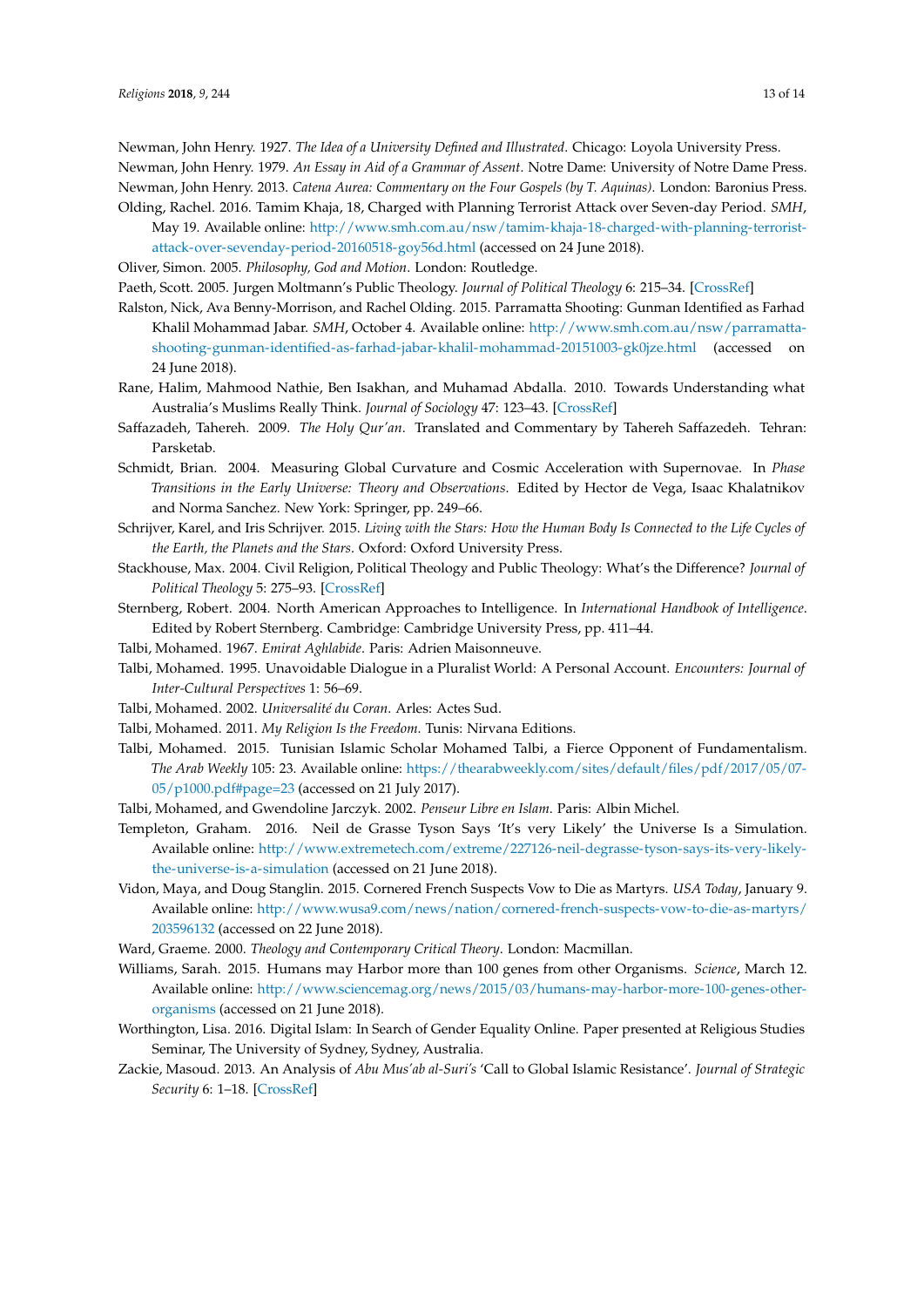Newman, John Henry. 1927. *The Idea of a University Defined and Illustrated*. Chicago: Loyola University Press.

Newman, John Henry. 1979. *An Essay in Aid of a Grammar of Assent*. Notre Dame: University of Notre Dame Press.

Newman, John Henry. 2013. *Catena Aurea: Commentary on the Four Gospels (by T. Aquinas)*. London: Baronius Press.

Olding, Rachel. 2016. Tamim Khaja, 18, Charged with Planning Terrorist Attack over Seven-day Period. *SMH*, May 19. Available online: http://www.smh.com.au/nsw/tamim-khaja-18-charged-with-planning-terrorist-attack-over-sevenday-period-20160518-goy56d.html (accessed on 24 June 2018).

Oliver, Simon. 2005. *Philosophy, God and Motion*. London: Routledge.

Paeth, Scott. 2005. Jurgen Moltmann's Public Theology. *Journal of Political Theology* 6: 215–34. [CrossRef]

Ralston, Nick, Ava Benny-Morrison, and Rachel Olding. 2015. Parramatta Shooting: Gunman Identified as Farhad Khalil Mohammad Jabar. *SMH*, October 4. Available online: http://www.smh.com.au/nsw/parramatta-shooting-gunman-identified-as-farhad-jabar-khalil-mohammad-20151003-gk0jze.html (accessed on 24 June 2018).

Rane, Halim, Mahmood Nathie, Ben Isakhan, and Muhamad Abdalla. 2010. Towards Understanding what Australia's Muslims Really Think. *Journal of Sociology* 47: 123–43. [CrossRef]

Saffazadeh, Tahereh. 2009. *The Holy Qur'an*. Translated and Commentary by Tahereh Saffazedeh. Tehran: Parsketab.

Schmidt, Brian. 2004. Measuring Global Curvature and Cosmic Acceleration with Supernovae. In *Phase Transitions in the Early Universe: Theory and Observations*. Edited by Hector de Vega, Isaac Khalatnikov and Norma Sanchez. New York: Springer, pp. 249–66.

Schrijver, Karel, and Iris Schrijver. 2015. *Living with the Stars: How the Human Body Is Connected to the Life Cycles of the Earth, the Planets and the Stars*. Oxford: Oxford University Press.

Stackhouse, Max. 2004. Civil Religion, Political Theology and Public Theology: What's the Difference? *Journal of Political Theology* 5: 275–93. [CrossRef]

Sternberg, Robert. 2004. North American Approaches to Intelligence. In *International Handbook of Intelligence*. Edited by Robert Sternberg. Cambridge: Cambridge University Press, pp. 411–44.

Talbi, Mohamed. 1967. *Emirat Aghlabide*. Paris: Adrien Maisonneuve.

Talbi, Mohamed. 1995. Unavoidable Dialogue in a Pluralist World: A Personal Account. *Encounters: Journal of Inter-Cultural Perspectives* 1: 56–69.

Talbi, Mohamed. 2002. *Universalité du Coran*. Arles: Actes Sud.

Talbi, Mohamed. 2011. *My Religion Is the Freedom*. Tunis: Nirvana Editions.

Talbi, Mohamed. 2015. Tunisian Islamic Scholar Mohamed Talbi, a Fierce Opponent of Fundamentalism. *The Arab Weekly* 105: 23. Available online: https://thearabweekly.com/sites/default/files/pdf/2017/05/07-05/p1000.pdf#page=23 (accessed on 21 July 2017).

Talbi, Mohamed, and Gwendoline Jarczyk. 2002. *Penseur Libre en Islam*. Paris: Albin Michel.

Templeton, Graham. 2016. Neil de Grasse Tyson Says 'It's very Likely' the Universe Is a Simulation. Available online: http://www.extremetech.com/extreme/227126-neil-degrasse-tyson-says-its-very-likely-the-universe-is-a-simulation (accessed on 21 June 2018).

Vidon, Maya, and Doug Stanglin. 2015. Cornered French Suspects Vow to Die as Martyrs. *USA Today*, January 9. Available online: http://www.wusa9.com/news/nation/cornered-french-suspects-vow-to-die-as-martyrs/203596132 (accessed on 22 June 2018).

Ward, Graeme. 2000. *Theology and Contemporary Critical Theory*. London: Macmillan.

Williams, Sarah. 2015. Humans may Harbor more than 100 genes from other Organisms. *Science*, March 12. Available online: http://www.sciencemag.org/news/2015/03/humans-may-harbor-more-100-genes-other-organisms (accessed on 21 June 2018).

Worthington, Lisa. 2016. Digital Islam: In Search of Gender Equality Online. Paper presented at Religious Studies Seminar, The University of Sydney, Sydney, Australia.

Zackie, Masoud. 2013. An Analysis of *Abu Mus'ab al-Suri's* 'Call to Global Islamic Resistance'. *Journal of Strategic Security* 6: 1–18. [CrossRef]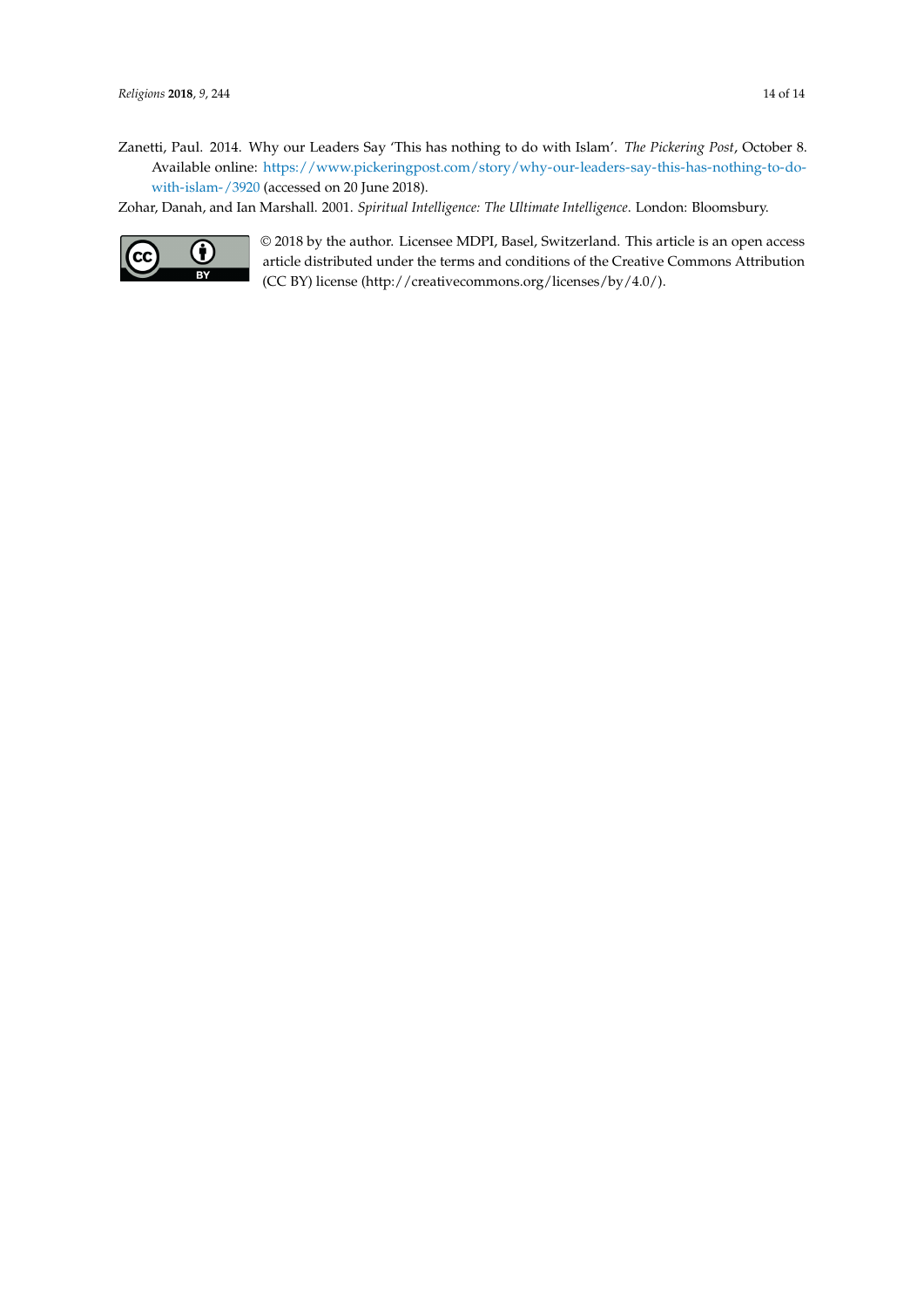Zanetti, Paul. 2014. Why our Leaders Say 'This has nothing to do with Islam'. *The Pickering Post*, October 8. Available online: https://www.pickeringpost.com/story/why-our-leaders-say-this-has-nothing-to-do-with-islam-/3920 (accessed on 20 June 2018).

Zohar, Danah, and Ian Marshall. 2001. *Spiritual Intelligence: The Ultimate Intelligence*. London: Bloomsbury.

© 2018 by the author. Licensee MDPI, Basel, Switzerland. This article is an open access article distributed under the terms and conditions of the Creative Commons Attribution (CC BY) license (http://creativecommons.org/licenses/by/4.0/).